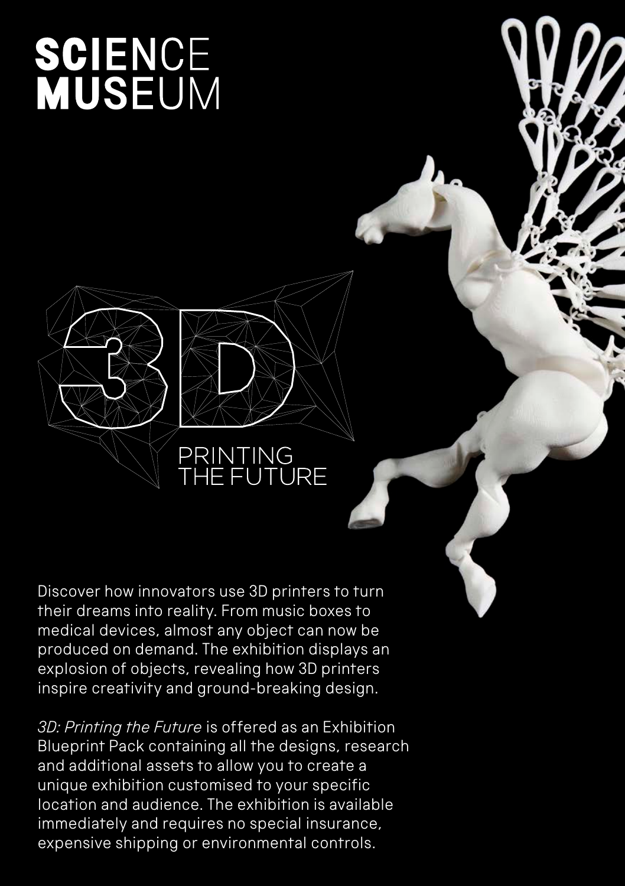# SCIENCE MUSEUM

# 3D PRINTING THE FUTURE

Discover how innovators use 3D printers to turn their dreams into reality. From music boxes to medical devices, almost any object can now be produced on demand. The exhibition displays an explosion of objects, revealing how 3D printers inspire creativity and ground-breaking design.

*3D: Printing the Future* is offered as an Exhibition Blueprint Pack containing all the designs, research and additional assets to allow you to create a unique exhibition customised to your specific location and audience. The exhibition is available immediately and requires no special insurance, expensive shipping or environmental controls.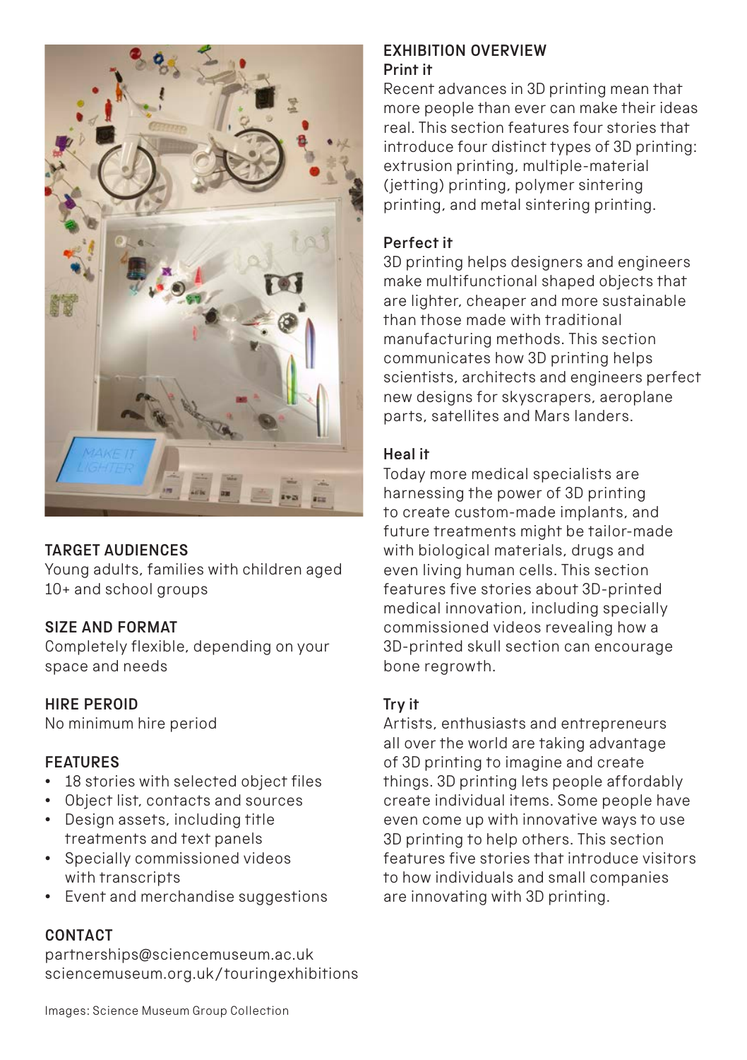## TARGET AUDIENCES

Young adults, families with children aged 10+ and school groups

## SIZE AND FORMAT

Completely flexible, depending on your space and needs

## HIRE PEROID

No minimum hire period

## FEATURES

- 18 stories with selected object files
- Object list, contacts and sources
- Design assets, including title treatments and text panels
- Specially commissioned videos with transcripts
- Event and merchandise suggestions

## CONTACT

partnerships@sciencemuseum.ac.uk
sciencemuseum.org.uk/touringexhibitions

Images: Science Museum Group Collection

## EXHIBITION OVERVIEW

### Print it

Recent advances in 3D printing mean that more people than ever can make their ideas real. This section features four stories that introduce four distinct types of 3D printing: extrusion printing, multiple-material (jetting) printing, polymer sintering printing, and metal sintering printing.

### Perfect it

3D printing helps designers and engineers make multifunctional shaped objects that are lighter, cheaper and more sustainable than those made with traditional manufacturing methods. This section communicates how 3D printing helps scientists, architects and engineers perfect new designs for skyscrapers, aeroplane parts, satellites and Mars landers.

### Heal it

Today more medical specialists are harnessing the power of 3D printing to create custom-made implants, and future treatments might be tailor-made with biological materials, drugs and even living human cells. This section features five stories about 3D-printed medical innovation, including specially commissioned videos revealing how a 3D-printed skull section can encourage bone regrowth.

### Try it

Artists, enthusiasts and entrepreneurs all over the world are taking advantage of 3D printing to imagine and create things. 3D printing lets people affordably create individual items. Some people have even come up with innovative ways to use 3D printing to help others. This section features five stories that introduce visitors to how individuals and small companies are innovating with 3D printing.